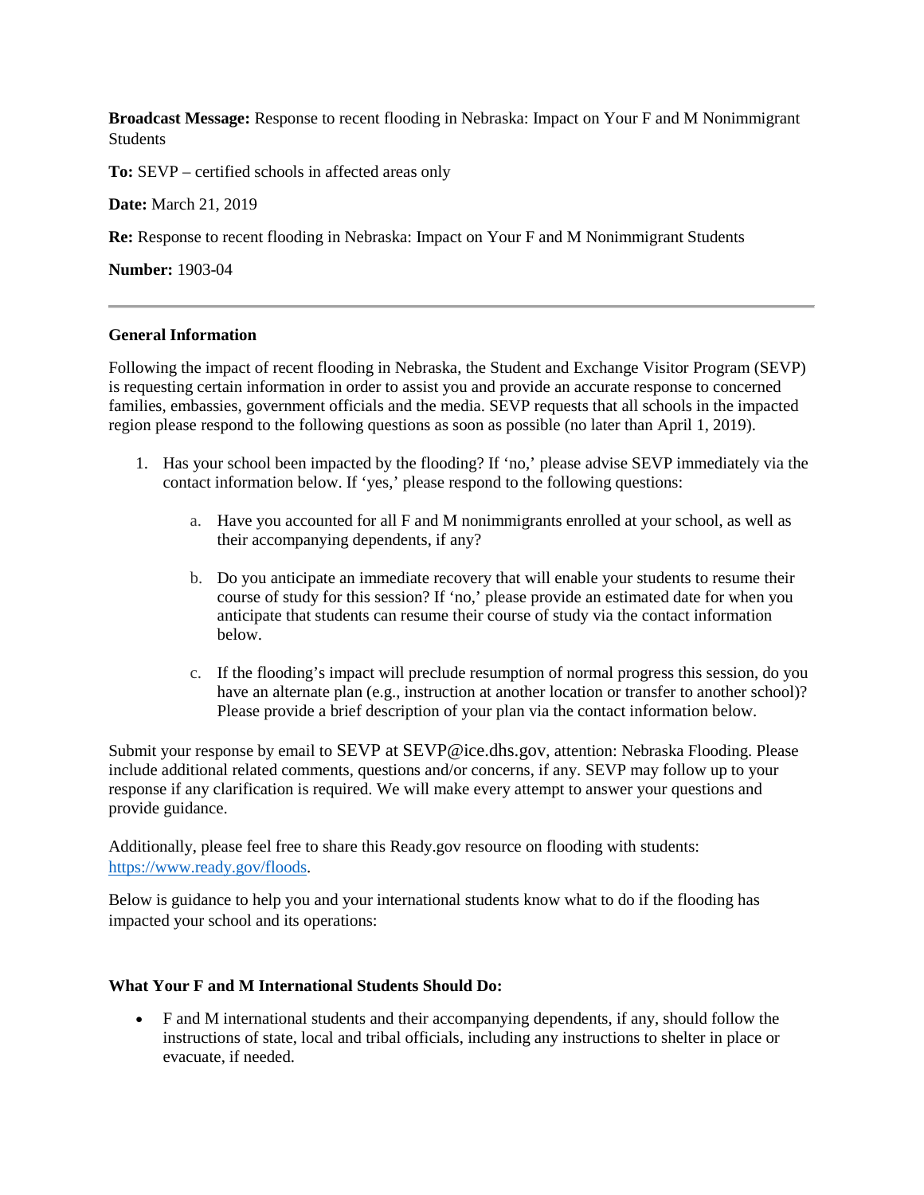**Broadcast Message:** Response to recent flooding in Nebraska: Impact on Your F and M Nonimmigrant Students

**To:** SEVP – certified schools in affected areas only

**Date:** March 21, 2019

**Re:** Response to recent flooding in Nebraska: Impact on Your F and M Nonimmigrant Students

**Number:** 1903-04

---

**General Information**

Following the impact of recent flooding in Nebraska, the Student and Exchange Visitor Program (SEVP) is requesting certain information in order to assist you and provide an accurate response to concerned families, embassies, government officials and the media. SEVP requests that all schools in the impacted region please respond to the following questions as soon as possible (no later than April 1, 2019).

1. Has your school been impacted by the flooding? If 'no,' please advise SEVP immediately via the contact information below. If 'yes,' please respond to the following questions:

    a. Have you accounted for all F and M nonimmigrants enrolled at your school, as well as their accompanying dependents, if any?

    b. Do you anticipate an immediate recovery that will enable your students to resume their course of study for this session? If 'no,' please provide an estimated date for when you anticipate that students can resume their course of study via the contact information below.

    c. If the flooding's impact will preclude resumption of normal progress this session, do you have an alternate plan (e.g., instruction at another location or transfer to another school)? Please provide a brief description of your plan via the contact information below.

Submit your response by email to SEVP at SEVP@ice.dhs.gov, attention: Nebraska Flooding. Please include additional related comments, questions and/or concerns, if any. SEVP may follow up to your response if any clarification is required. We will make every attempt to answer your questions and provide guidance.

Additionally, please feel free to share this Ready.gov resource on flooding with students: https://www.ready.gov/floods.

Below is guidance to help you and your international students know what to do if the flooding has impacted your school and its operations:

**What Your F and M International Students Should Do:**

- F and M international students and their accompanying dependents, if any, should follow the instructions of state, local and tribal officials, including any instructions to shelter in place or evacuate, if needed.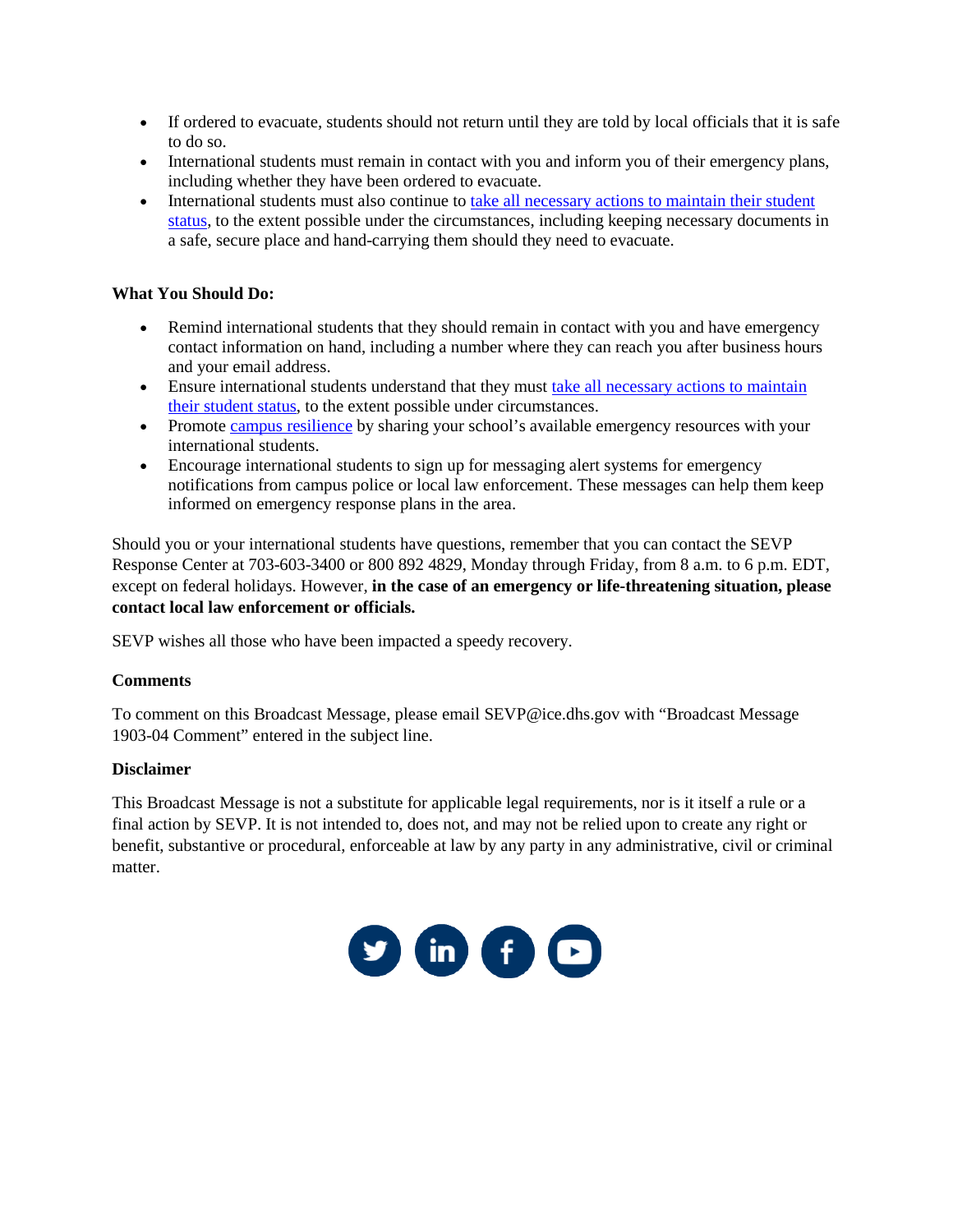- If ordered to evacuate, students should not return until they are told by local officials that it is safe to do so.
- International students must remain in contact with you and inform you of their emergency plans, including whether they have been ordered to evacuate.
- International students must also continue to take all necessary actions to maintain their student status, to the extent possible under the circumstances, including keeping necessary documents in a safe, secure place and hand-carrying them should they need to evacuate.

**What You Should Do:**

- Remind international students that they should remain in contact with you and have emergency contact information on hand, including a number where they can reach you after business hours and your email address.
- Ensure international students understand that they must take all necessary actions to maintain their student status, to the extent possible under circumstances.
- Promote campus resilience by sharing your school's available emergency resources with your international students.
- Encourage international students to sign up for messaging alert systems for emergency notifications from campus police or local law enforcement. These messages can help them keep informed on emergency response plans in the area.

Should you or your international students have questions, remember that you can contact the SEVP Response Center at 703-603-3400 or 800 892 4829, Monday through Friday, from 8 a.m. to 6 p.m. EDT, except on federal holidays. However, **in the case of an emergency or life-threatening situation, please contact local law enforcement or officials.**

SEVP wishes all those who have been impacted a speedy recovery.

**Comments**

To comment on this Broadcast Message, please email SEVP@ice.dhs.gov with "Broadcast Message 1903-04 Comment" entered in the subject line.

**Disclaimer**

This Broadcast Message is not a substitute for applicable legal requirements, nor is it itself a rule or a final action by SEVP. It is not intended to, does not, and may not be relied upon to create any right or benefit, substantive or procedural, enforceable at law by any party in any administrative, civil or criminal matter.